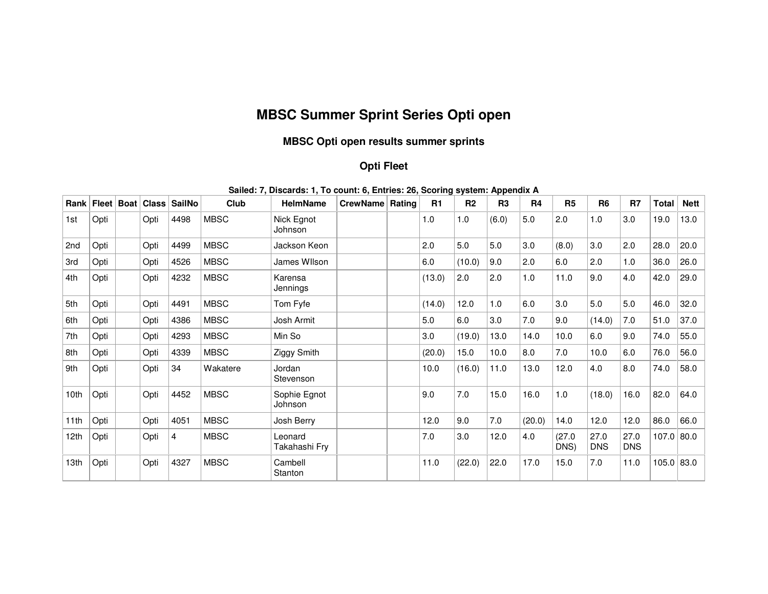# MBSC Summer Sprint Series Opti open

## MBSC Opti open results summer sprints

### Opti Fleet

**Sailed: 7, Discards: 1, To count: 6, Entries: 26, Scoring system: Appendix A**

| Rank | Fleet | Boat | Class | SailNo | Club | HelmName | CrewName | Rating | R1 | R2 | R3 | R4 | R5 | R6 | R7 | Total | Nett |
|---|---|---|---|---|---|---|---|---|---|---|---|---|---|---|---|---|---|
| 1st | Opti | | Opti | 4498 | MBSC | Nick Egnot Johnson | | | 1.0 | 1.0 | (6.0) | 5.0 | 2.0 | 1.0 | 3.0 | 19.0 | 13.0 |
| 2nd | Opti | | Opti | 4499 | MBSC | Jackson Keon | | | 2.0 | 5.0 | 5.0 | 3.0 | (8.0) | 3.0 | 2.0 | 28.0 | 20.0 |
| 3rd | Opti | | Opti | 4526 | MBSC | James WIlson | | | 6.0 | (10.0) | 9.0 | 2.0 | 6.0 | 2.0 | 1.0 | 36.0 | 26.0 |
| 4th | Opti | | Opti | 4232 | MBSC | Karensa Jennings | | | (13.0) | 2.0 | 2.0 | 1.0 | 11.0 | 9.0 | 4.0 | 42.0 | 29.0 |
| 5th | Opti | | Opti | 4491 | MBSC | Tom Fyfe | | | (14.0) | 12.0 | 1.0 | 6.0 | 3.0 | 5.0 | 5.0 | 46.0 | 32.0 |
| 6th | Opti | | Opti | 4386 | MBSC | Josh Armit | | | 5.0 | 6.0 | 3.0 | 7.0 | 9.0 | (14.0) | 7.0 | 51.0 | 37.0 |
| 7th | Opti | | Opti | 4293 | MBSC | Min So | | | 3.0 | (19.0) | 13.0 | 14.0 | 10.0 | 6.0 | 9.0 | 74.0 | 55.0 |
| 8th | Opti | | Opti | 4339 | MBSC | Ziggy Smith | | | (20.0) | 15.0 | 10.0 | 8.0 | 7.0 | 10.0 | 6.0 | 76.0 | 56.0 |
| 9th | Opti | | Opti | 34 | Wakatere | Jordan Stevenson | | | 10.0 | (16.0) | 11.0 | 13.0 | 12.0 | 4.0 | 8.0 | 74.0 | 58.0 |
| 10th | Opti | | Opti | 4452 | MBSC | Sophie Egnot Johnson | | | 9.0 | 7.0 | 15.0 | 16.0 | 1.0 | (18.0) | 16.0 | 82.0 | 64.0 |
| 11th | Opti | | Opti | 4051 | MBSC | Josh Berry | | | 12.0 | 9.0 | 7.0 | (20.0) | 14.0 | 12.0 | 12.0 | 86.0 | 66.0 |
| 12th | Opti | | Opti | 4 | MBSC | Leonard Takahashi Fry | | | 7.0 | 3.0 | 12.0 | 4.0 | (27.0 DNS) | 27.0 DNS | 27.0 DNS | 107.0 | 80.0 |
| 13th | Opti | | Opti | 4327 | MBSC | Cambell Stanton | | | 11.0 | (22.0) | 22.0 | 17.0 | 15.0 | 7.0 | 11.0 | 105.0 | 83.0 |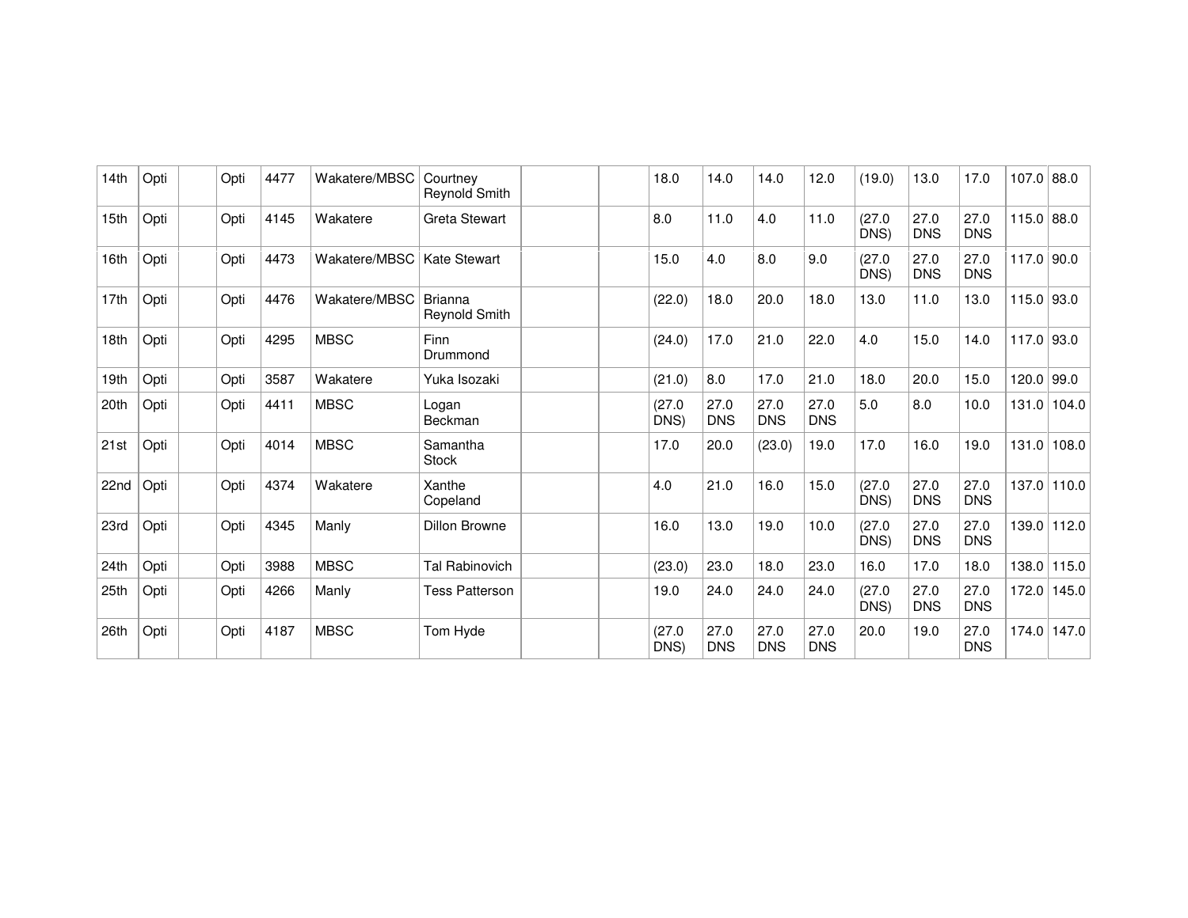| | | | | | | | | | | | | | | | | | |
|---|---|---|---|---|---|---|---|---|---|---|---|---|---|---|---|---|---|
| 14th | Opti | | Opti | 4477 | Wakatere/MBSC | Courtney Reynold Smith | | | 18.0 | 14.0 | 14.0 | 12.0 | (19.0) | 13.0 | 17.0 | 107.0 | 88.0 |
| 15th | Opti | | Opti | 4145 | Wakatere | Greta Stewart | | | 8.0 | 11.0 | 4.0 | 11.0 | (27.0 DNS) | 27.0 DNS | 27.0 DNS | 115.0 | 88.0 |
| 16th | Opti | | Opti | 4473 | Wakatere/MBSC | Kate Stewart | | | 15.0 | 4.0 | 8.0 | 9.0 | (27.0 DNS) | 27.0 DNS | 27.0 DNS | 117.0 | 90.0 |
| 17th | Opti | | Opti | 4476 | Wakatere/MBSC | Brianna Reynold Smith | | | (22.0) | 18.0 | 20.0 | 18.0 | 13.0 | 11.0 | 13.0 | 115.0 | 93.0 |
| 18th | Opti | | Opti | 4295 | MBSC | Finn Drummond | | | (24.0) | 17.0 | 21.0 | 22.0 | 4.0 | 15.0 | 14.0 | 117.0 | 93.0 |
| 19th | Opti | | Opti | 3587 | Wakatere | Yuka Isozaki | | | (21.0) | 8.0 | 17.0 | 21.0 | 18.0 | 20.0 | 15.0 | 120.0 | 99.0 |
| 20th | Opti | | Opti | 4411 | MBSC | Logan Beckman | | | (27.0 DNS) | 27.0 DNS | 27.0 DNS | 27.0 DNS | 5.0 | 8.0 | 10.0 | 131.0 | 104.0 |
| 21st | Opti | | Opti | 4014 | MBSC | Samantha Stock | | | 17.0 | 20.0 | (23.0) | 19.0 | 17.0 | 16.0 | 19.0 | 131.0 | 108.0 |
| 22nd | Opti | | Opti | 4374 | Wakatere | Xanthe Copeland | | | 4.0 | 21.0 | 16.0 | 15.0 | (27.0 DNS) | 27.0 DNS | 27.0 DNS | 137.0 | 110.0 |
| 23rd | Opti | | Opti | 4345 | Manly | Dillon Browne | | | 16.0 | 13.0 | 19.0 | 10.0 | (27.0 DNS) | 27.0 DNS | 27.0 DNS | 139.0 | 112.0 |
| 24th | Opti | | Opti | 3988 | MBSC | Tal Rabinovich | | | (23.0) | 23.0 | 18.0 | 23.0 | 16.0 | 17.0 | 18.0 | 138.0 | 115.0 |
| 25th | Opti | | Opti | 4266 | Manly | Tess Patterson | | | 19.0 | 24.0 | 24.0 | 24.0 | (27.0 DNS) | 27.0 DNS | 27.0 DNS | 172.0 | 145.0 |
| 26th | Opti | | Opti | 4187 | MBSC | Tom Hyde | | | (27.0 DNS) | 27.0 DNS | 27.0 DNS | 27.0 DNS | 20.0 | 19.0 | 27.0 DNS | 174.0 | 147.0 |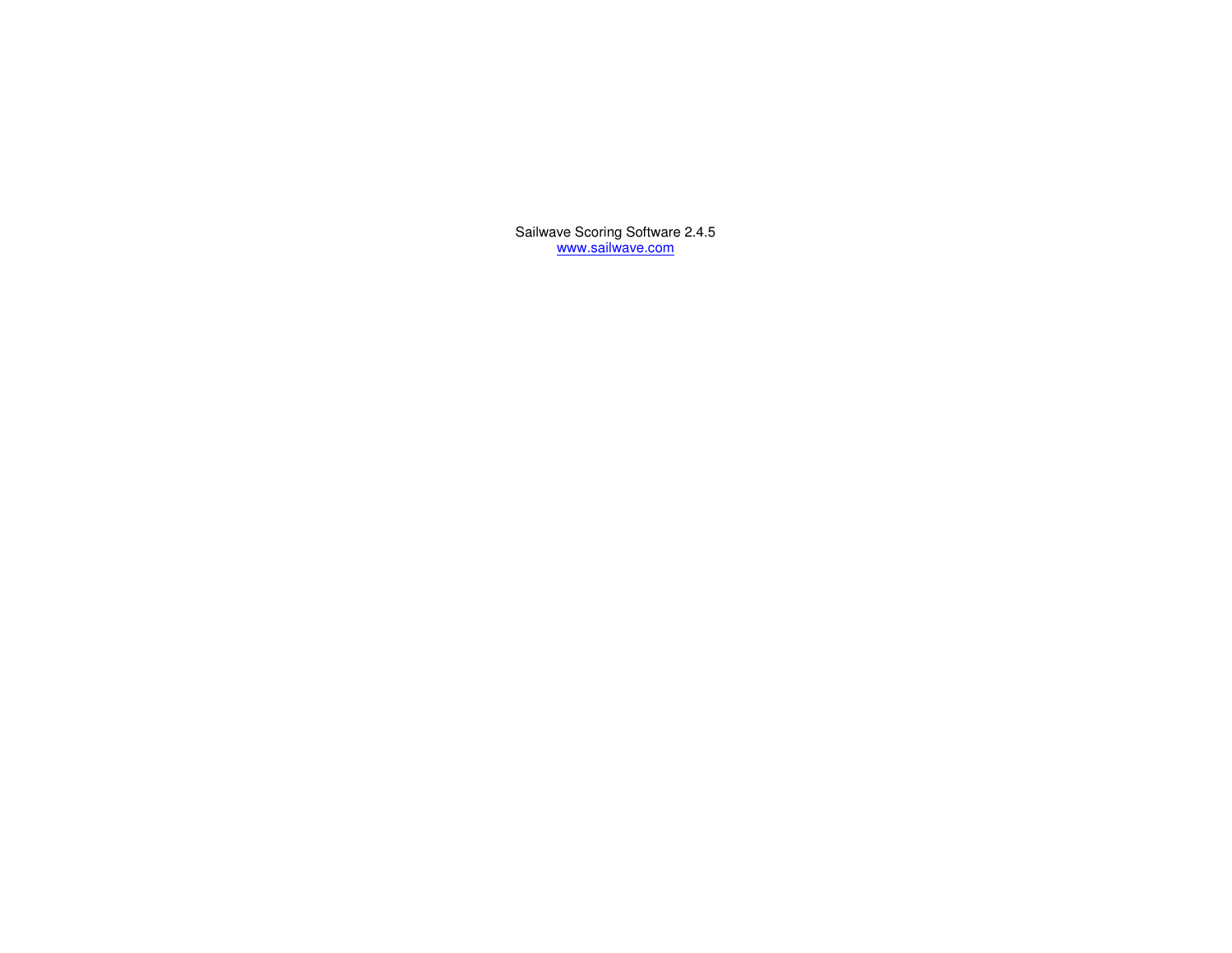Sailwave Scoring Software 2.4.5
[www.sailwave.com](http://www.sailwave.com)